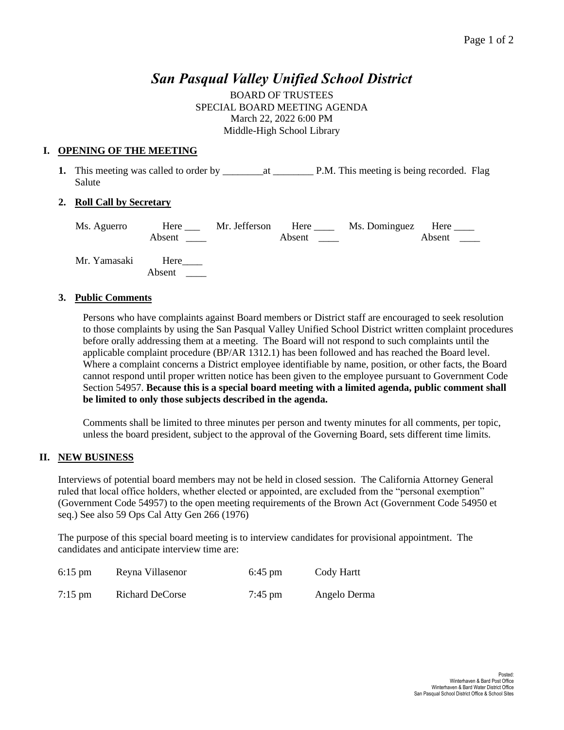# *San Pasqual Valley Unified School District*

BOARD OF TRUSTEES
SPECIAL BOARD MEETING AGENDA
March 22, 2022 6:00 PM
Middle-High School Library

## I. OPENING OF THE MEETING

**1.** This meeting was called to order by ________at ________ P.M. This meeting is being recorded. Flag Salute

### 2. Roll Call by Secretary

| | | | | | |
|---|---|---|---|---|---|
| Ms. Aguerro | Here ___ Absent ____ | Mr. Jefferson | Here ____ Absent ____ | Ms. Dominguez | Here ____ Absent ____ |
| Mr. Yamasaki | Here____ Absent ____ | | | | |

### 3. Public Comments

Persons who have complaints against Board members or District staff are encouraged to seek resolution to those complaints by using the San Pasqual Valley Unified School District written complaint procedures before orally addressing them at a meeting. The Board will not respond to such complaints until the applicable complaint procedure (BP/AR 1312.1) has been followed and has reached the Board level. Where a complaint concerns a District employee identifiable by name, position, or other facts, the Board cannot respond until proper written notice has been given to the employee pursuant to Government Code Section 54957. **Because this is a special board meeting with a limited agenda, public comment shall be limited to only those subjects described in the agenda.**

Comments shall be limited to three minutes per person and twenty minutes for all comments, per topic, unless the board president, subject to the approval of the Governing Board, sets different time limits.

## II. NEW BUSINESS

Interviews of potential board members may not be held in closed session. The California Attorney General ruled that local office holders, whether elected or appointed, are excluded from the "personal exemption" (Government Code 54957) to the open meeting requirements of the Brown Act (Government Code 54950 et seq.) See also 59 Ops Cal Atty Gen 266 (1976)

The purpose of this special board meeting is to interview candidates for provisional appointment. The candidates and anticipate interview time are:

| | | | |
|---|---|---|---|
| 6:15 pm | Reyna Villasenor | 6:45 pm | Cody Hartt |
| 7:15 pm | Richard DeCorse | 7:45 pm | Angelo Derma |

Posted:
Winterhaven & Bard Post Office
Winterhaven & Bard Water District Office
San Pasqual School District Office & School Sites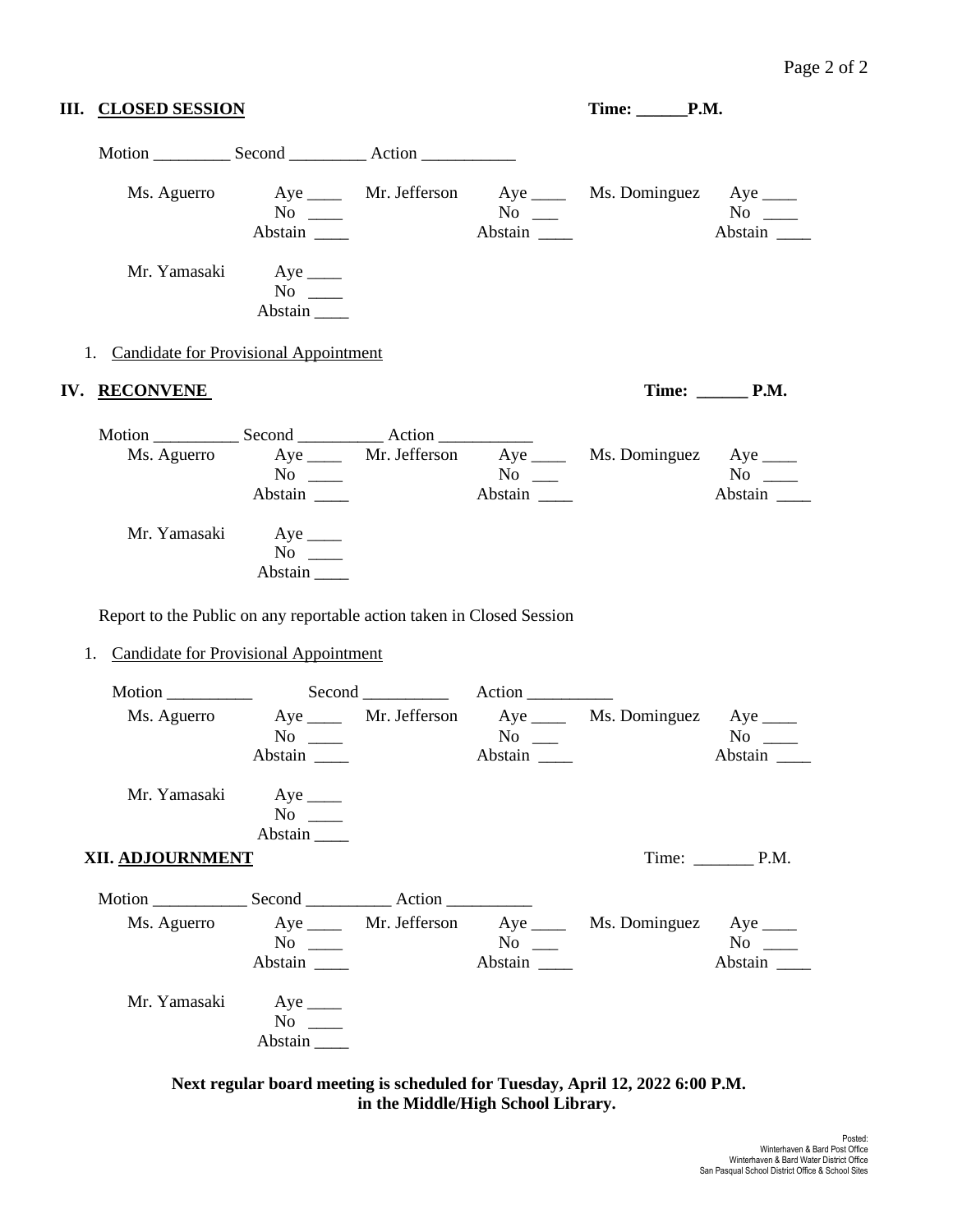## III. CLOSED SESSION

**Time: ______P.M.**

Motion _________ Second _________ Action ___________

| | | | | | |
|---|---|---|---|---|---|
| Ms. Aguerro | Aye ____<br>No ____<br>Abstain ____ | Mr. Jefferson | Aye ____<br>No ___<br>Abstain ____ | Ms. Dominguez | Aye ____<br>No ____<br>Abstain ____ |
| Mr. Yamasaki | Aye ____<br>No ____<br>Abstain ____ | | | | |

1. Candidate for Provisional Appointment

## IV. RECONVENE

**Time: ______ P.M.**

Motion __________ Second __________ Action ___________

| | | | | | |
|---|---|---|---|---|---|
| Ms. Aguerro | Aye ____<br>No ____<br>Abstain ____ | Mr. Jefferson | Aye ____<br>No ___<br>Abstain ____ | Ms. Dominguez | Aye ____<br>No ____<br>Abstain ____ |
| Mr. Yamasaki | Aye ____<br>No ____<br>Abstain ____ | | | | |

Report to the Public on any reportable action taken in Closed Session

1. Candidate for Provisional Appointment

Motion __________ Second __________ Action __________

| | | | | | |
|---|---|---|---|---|---|
| Ms. Aguerro | Aye ____<br>No ____<br>Abstain ____ | Mr. Jefferson | Aye ____<br>No ___<br>Abstain ____ | Ms. Dominguez | Aye ____<br>No ____<br>Abstain ____ |
| Mr. Yamasaki | Aye ____<br>No ____<br>Abstain ____ | | | | |

## XII. ADJOURNMENT

Time: _______ P.M.

Motion ___________ Second __________ Action __________

| | | | | | |
|---|---|---|---|---|---|
| Ms. Aguerro | Aye ____<br>No ____<br>Abstain ____ | Mr. Jefferson | Aye ____<br>No ___<br>Abstain ____ | Ms. Dominguez | Aye ____<br>No ____<br>Abstain ____ |
| Mr. Yamasaki | Aye ____<br>No ____<br>Abstain ____ | | | | |

**Next regular board meeting is scheduled for Tuesday, April 12, 2022 6:00 P.M. in the Middle/High School Library.**

Posted:
Winterhaven & Bard Post Office
Winterhaven & Bard Water District Office
San Pasqual School District Office & School Sites